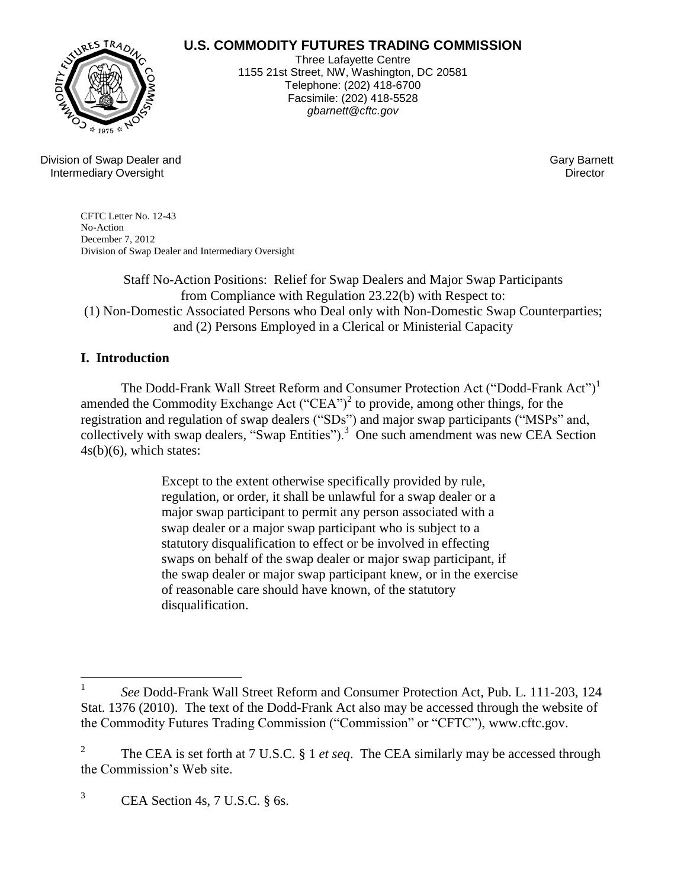**U.S. COMMODITY FUTURES TRADING COMMISSION**

Three Lafayette Centre
1155 21st Street, NW, Washington, DC 20581
Telephone: (202) 418-6700
Facsimile: (202) 418-5528
*gbarnett@cftc.gov*

Division of Swap Dealer and Intermediary Oversight

Gary Barnett
Director

CFTC Letter No. 12-43
No-Action
December 7, 2012
Division of Swap Dealer and Intermediary Oversight

Staff No-Action Positions: Relief for Swap Dealers and Major Swap Participants from Compliance with Regulation 23.22(b) with Respect to:
(1) Non-Domestic Associated Persons who Deal only with Non-Domestic Swap Counterparties;
and (2) Persons Employed in a Clerical or Ministerial Capacity

## I. Introduction

The Dodd-Frank Wall Street Reform and Consumer Protection Act ("Dodd-Frank Act")[1] amended the Commodity Exchange Act ("CEA")[2] to provide, among other things, for the registration and regulation of swap dealers ("SDs") and major swap participants ("MSPs" and, collectively with swap dealers, "Swap Entities").[3] One such amendment was new CEA Section 4s(b)(6), which states:

> Except to the extent otherwise specifically provided by rule, regulation, or order, it shall be unlawful for a swap dealer or a major swap participant to permit any person associated with a swap dealer or a major swap participant who is subject to a statutory disqualification to effect or be involved in effecting swaps on behalf of the swap dealer or major swap participant, if the swap dealer or major swap participant knew, or in the exercise of reasonable care should have known, of the statutory disqualification.

---

[1] *See* Dodd-Frank Wall Street Reform and Consumer Protection Act, Pub. L. 111-203, 124 Stat. 1376 (2010). The text of the Dodd-Frank Act also may be accessed through the website of the Commodity Futures Trading Commission ("Commission" or "CFTC"), www.cftc.gov.

[2] The CEA is set forth at 7 U.S.C. § 1 *et seq*. The CEA similarly may be accessed through the Commission's Web site.

[3] CEA Section 4s, 7 U.S.C. § 6s.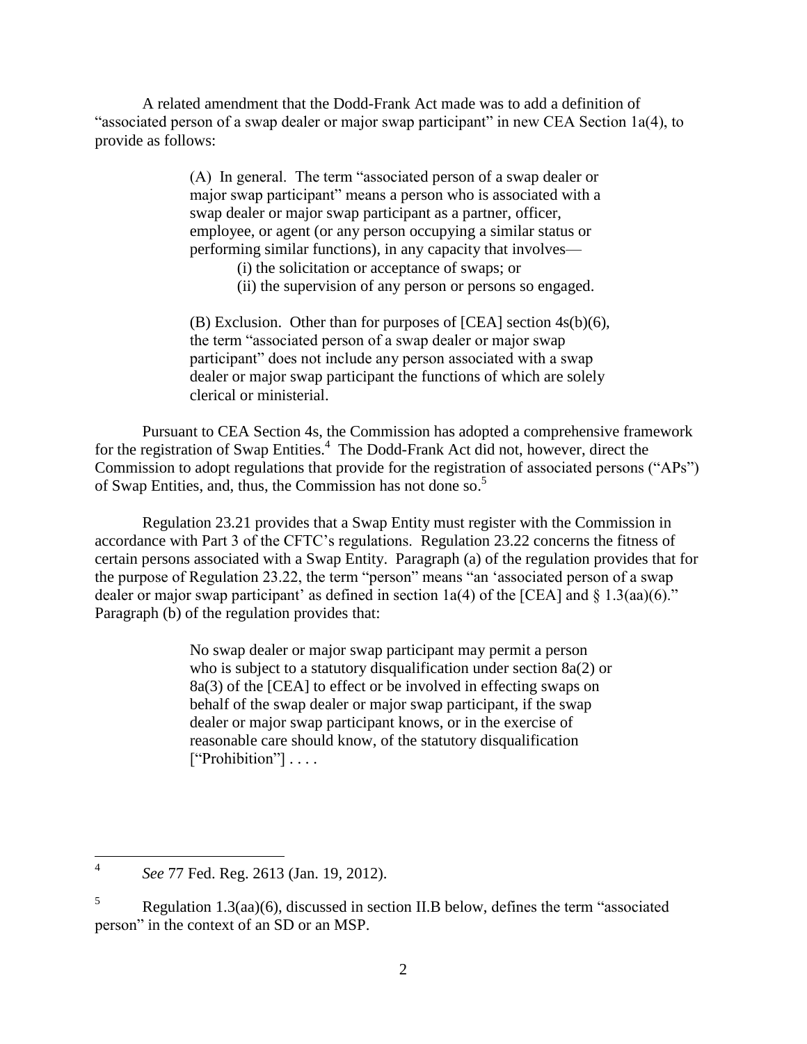A related amendment that the Dodd-Frank Act made was to add a definition of "associated person of a swap dealer or major swap participant" in new CEA Section 1a(4), to provide as follows:

> (A) In general. The term "associated person of a swap dealer or major swap participant" means a person who is associated with a swap dealer or major swap participant as a partner, officer, employee, or agent (or any person occupying a similar status or performing similar functions), in any capacity that involves—
>
> (i) the solicitation or acceptance of swaps; or
>
> (ii) the supervision of any person or persons so engaged.
>
> (B) Exclusion. Other than for purposes of [CEA] section 4s(b)(6), the term "associated person of a swap dealer or major swap participant" does not include any person associated with a swap dealer or major swap participant the functions of which are solely clerical or ministerial.

Pursuant to CEA Section 4s, the Commission has adopted a comprehensive framework for the registration of Swap Entities.[4] The Dodd-Frank Act did not, however, direct the Commission to adopt regulations that provide for the registration of associated persons ("APs") of Swap Entities, and, thus, the Commission has not done so.[5]

Regulation 23.21 provides that a Swap Entity must register with the Commission in accordance with Part 3 of the CFTC's regulations. Regulation 23.22 concerns the fitness of certain persons associated with a Swap Entity. Paragraph (a) of the regulation provides that for the purpose of Regulation 23.22, the term "person" means "an 'associated person of a swap dealer or major swap participant' as defined in section 1a(4) of the [CEA] and § 1.3(aa)(6)." Paragraph (b) of the regulation provides that:

> No swap dealer or major swap participant may permit a person who is subject to a statutory disqualification under section 8a(2) or 8a(3) of the [CEA] to effect or be involved in effecting swaps on behalf of the swap dealer or major swap participant, if the swap dealer or major swap participant knows, or in the exercise of reasonable care should know, of the statutory disqualification ["Prohibition"] . . . .

---

[4] *See* 77 Fed. Reg. 2613 (Jan. 19, 2012).

[5] Regulation 1.3(aa)(6), discussed in section II.B below, defines the term "associated person" in the context of an SD or an MSP.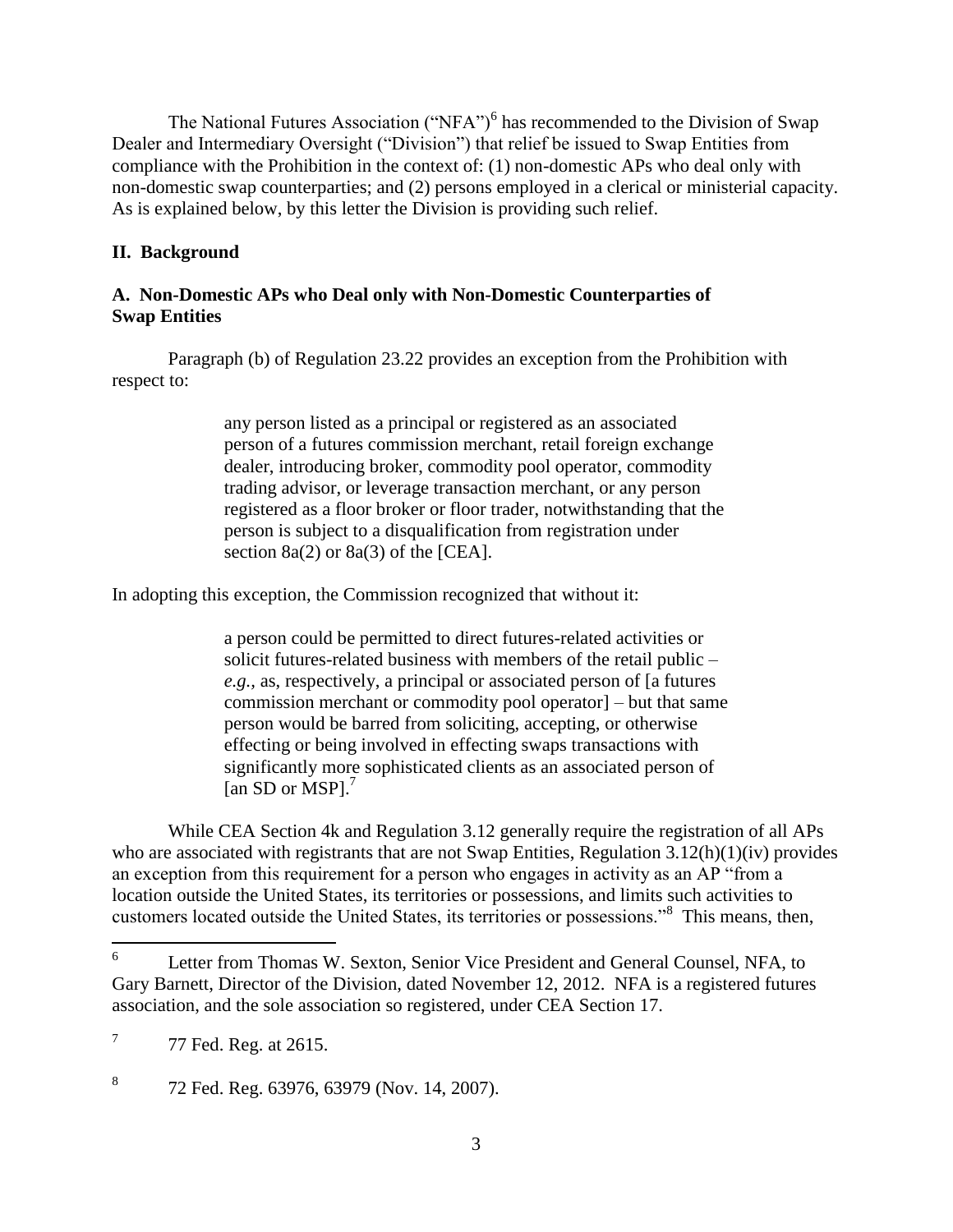The National Futures Association ("NFA")[6] has recommended to the Division of Swap Dealer and Intermediary Oversight ("Division") that relief be issued to Swap Entities from compliance with the Prohibition in the context of: (1) non-domestic APs who deal only with non-domestic swap counterparties; and (2) persons employed in a clerical or ministerial capacity. As is explained below, by this letter the Division is providing such relief.

## II. Background

### A. Non-Domestic APs who Deal only with Non-Domestic Counterparties of Swap Entities

Paragraph (b) of Regulation 23.22 provides an exception from the Prohibition with respect to:

> any person listed as a principal or registered as an associated person of a futures commission merchant, retail foreign exchange dealer, introducing broker, commodity pool operator, commodity trading advisor, or leverage transaction merchant, or any person registered as a floor broker or floor trader, notwithstanding that the person is subject to a disqualification from registration under section 8a(2) or 8a(3) of the [CEA].

In adopting this exception, the Commission recognized that without it:

> a person could be permitted to direct futures-related activities or solicit futures-related business with members of the retail public – *e.g.*, as, respectively, a principal or associated person of [a futures commission merchant or commodity pool operator] – but that same person would be barred from soliciting, accepting, or otherwise effecting or being involved in effecting swaps transactions with significantly more sophisticated clients as an associated person of [an SD or MSP].[7]

While CEA Section 4k and Regulation 3.12 generally require the registration of all APs who are associated with registrants that are not Swap Entities, Regulation 3.12(h)(1)(iv) provides an exception from this requirement for a person who engages in activity as an AP "from a location outside the United States, its territories or possessions, and limits such activities to customers located outside the United States, its territories or possessions."[8] This means, then,

---

[6] Letter from Thomas W. Sexton, Senior Vice President and General Counsel, NFA, to Gary Barnett, Director of the Division, dated November 12, 2012. NFA is a registered futures association, and the sole association so registered, under CEA Section 17.

[7] 77 Fed. Reg. at 2615.

[8] 72 Fed. Reg. 63976, 63979 (Nov. 14, 2007).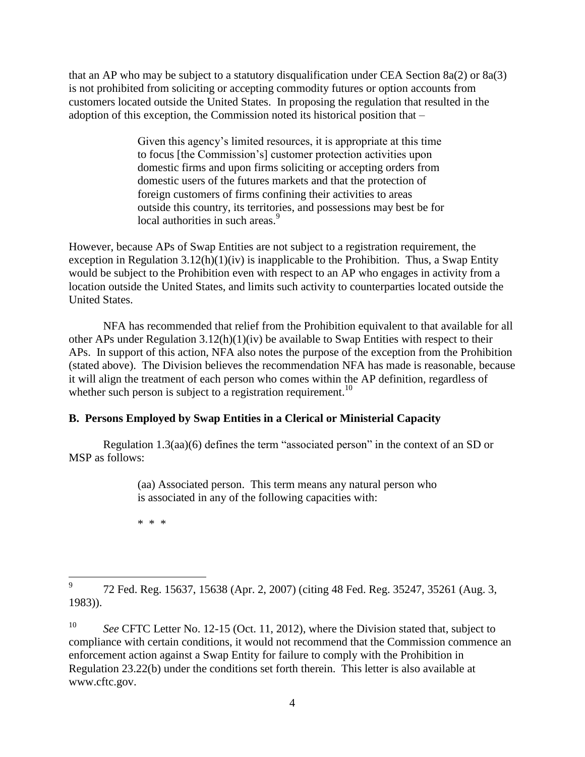that an AP who may be subject to a statutory disqualification under CEA Section 8a(2) or 8a(3) is not prohibited from soliciting or accepting commodity futures or option accounts from customers located outside the United States. In proposing the regulation that resulted in the adoption of this exception, the Commission noted its historical position that –

> Given this agency's limited resources, it is appropriate at this time to focus [the Commission's] customer protection activities upon domestic firms and upon firms soliciting or accepting orders from domestic users of the futures markets and that the protection of foreign customers of firms confining their activities to areas outside this country, its territories, and possessions may best be for local authorities in such areas.[9]

However, because APs of Swap Entities are not subject to a registration requirement, the exception in Regulation 3.12(h)(1)(iv) is inapplicable to the Prohibition. Thus, a Swap Entity would be subject to the Prohibition even with respect to an AP who engages in activity from a location outside the United States, and limits such activity to counterparties located outside the United States.

NFA has recommended that relief from the Prohibition equivalent to that available for all other APs under Regulation 3.12(h)(1)(iv) be available to Swap Entities with respect to their APs. In support of this action, NFA also notes the purpose of the exception from the Prohibition (stated above). The Division believes the recommendation NFA has made is reasonable, because it will align the treatment of each person who comes within the AP definition, regardless of whether such person is subject to a registration requirement.[10]

### B. Persons Employed by Swap Entities in a Clerical or Ministerial Capacity

Regulation 1.3(aa)(6) defines the term "associated person" in the context of an SD or MSP as follows:

> (aa) Associated person. This term means any natural person who is associated in any of the following capacities with:
>
> \* \* \*

---

[9] 72 Fed. Reg. 15637, 15638 (Apr. 2, 2007) (citing 48 Fed. Reg. 35247, 35261 (Aug. 3, 1983)).

[10] *See* CFTC Letter No. 12-15 (Oct. 11, 2012), where the Division stated that, subject to compliance with certain conditions, it would not recommend that the Commission commence an enforcement action against a Swap Entity for failure to comply with the Prohibition in Regulation 23.22(b) under the conditions set forth therein. This letter is also available at www.cftc.gov.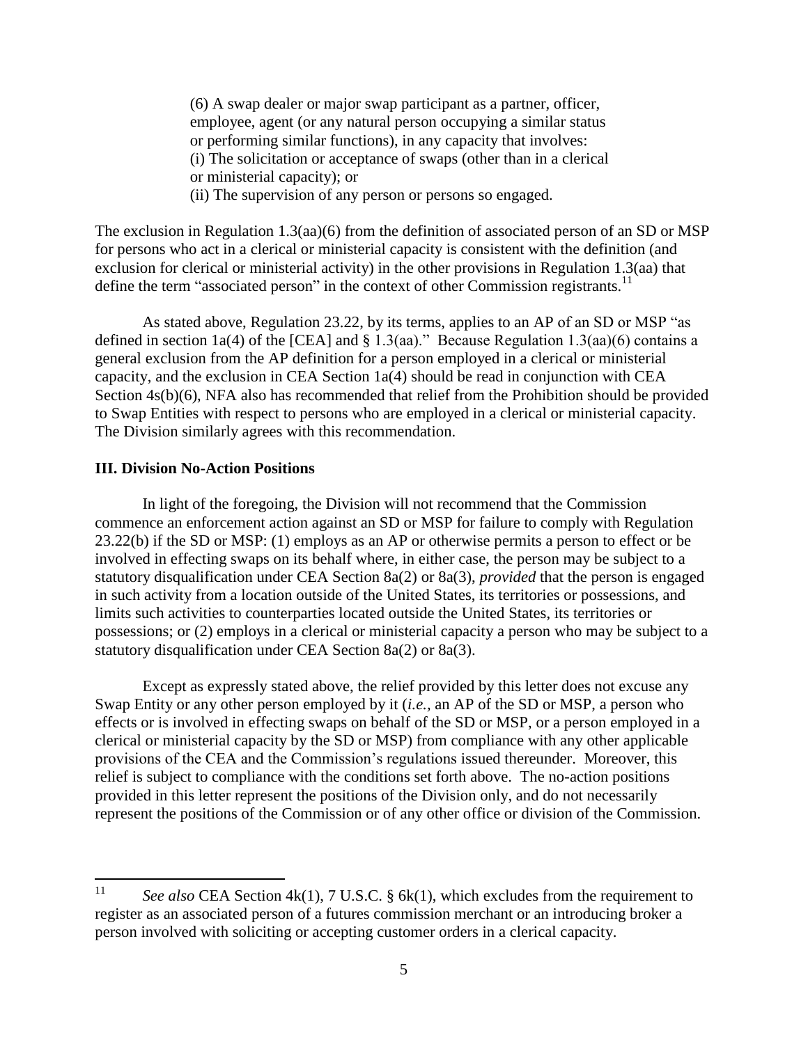> (6) A swap dealer or major swap participant as a partner, officer, employee, agent (or any natural person occupying a similar status or performing similar functions), in any capacity that involves:
> (i) The solicitation or acceptance of swaps (other than in a clerical or ministerial capacity); or
> (ii) The supervision of any person or persons so engaged.

The exclusion in Regulation 1.3(aa)(6) from the definition of associated person of an SD or MSP for persons who act in a clerical or ministerial capacity is consistent with the definition (and exclusion for clerical or ministerial activity) in the other provisions in Regulation 1.3(aa) that define the term "associated person" in the context of other Commission registrants.[11]

As stated above, Regulation 23.22, by its terms, applies to an AP of an SD or MSP "as defined in section 1a(4) of the [CEA] and § 1.3(aa)." Because Regulation 1.3(aa)(6) contains a general exclusion from the AP definition for a person employed in a clerical or ministerial capacity, and the exclusion in CEA Section 1a(4) should be read in conjunction with CEA Section 4s(b)(6), NFA also has recommended that relief from the Prohibition should be provided to Swap Entities with respect to persons who are employed in a clerical or ministerial capacity. The Division similarly agrees with this recommendation.

**III. Division No-Action Positions**

In light of the foregoing, the Division will not recommend that the Commission commence an enforcement action against an SD or MSP for failure to comply with Regulation 23.22(b) if the SD or MSP: (1) employs as an AP or otherwise permits a person to effect or be involved in effecting swaps on its behalf where, in either case, the person may be subject to a statutory disqualification under CEA Section 8a(2) or 8a(3), *provided* that the person is engaged in such activity from a location outside of the United States, its territories or possessions, and limits such activities to counterparties located outside the United States, its territories or possessions; or (2) employs in a clerical or ministerial capacity a person who may be subject to a statutory disqualification under CEA Section 8a(2) or 8a(3).

Except as expressly stated above, the relief provided by this letter does not excuse any Swap Entity or any other person employed by it (*i.e.,* an AP of the SD or MSP, a person who effects or is involved in effecting swaps on behalf of the SD or MSP, or a person employed in a clerical or ministerial capacity by the SD or MSP) from compliance with any other applicable provisions of the CEA and the Commission's regulations issued thereunder. Moreover, this relief is subject to compliance with the conditions set forth above. The no-action positions provided in this letter represent the positions of the Division only, and do not necessarily represent the positions of the Commission or of any other office or division of the Commission.

---

[11] *See also* CEA Section 4k(1), 7 U.S.C. § 6k(1), which excludes from the requirement to register as an associated person of a futures commission merchant or an introducing broker a person involved with soliciting or accepting customer orders in a clerical capacity.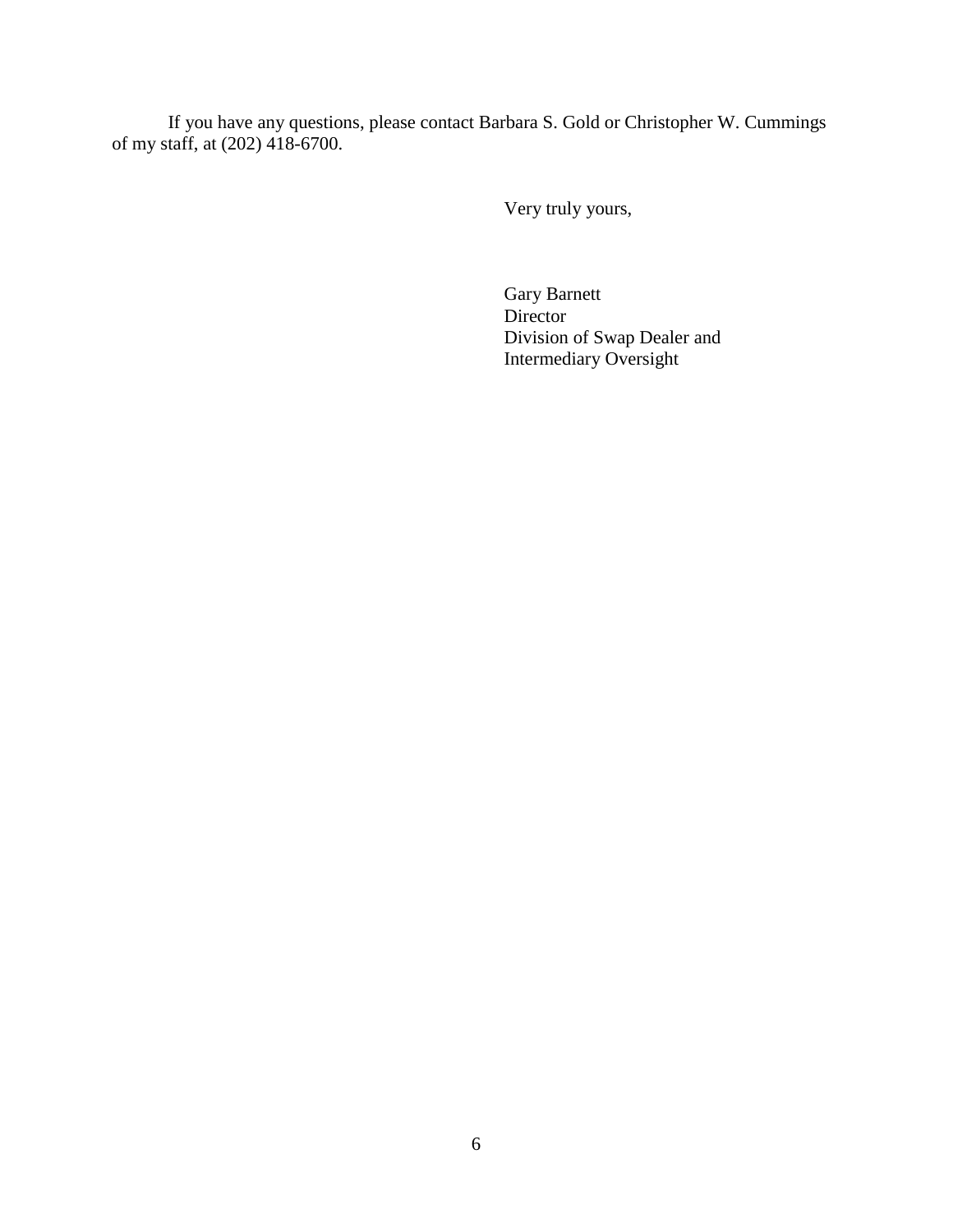If you have any questions, please contact Barbara S. Gold or Christopher W. Cummings of my staff, at (202) 418-6700.

Very truly yours,

Gary Barnett
Director
Division of Swap Dealer and
Intermediary Oversight